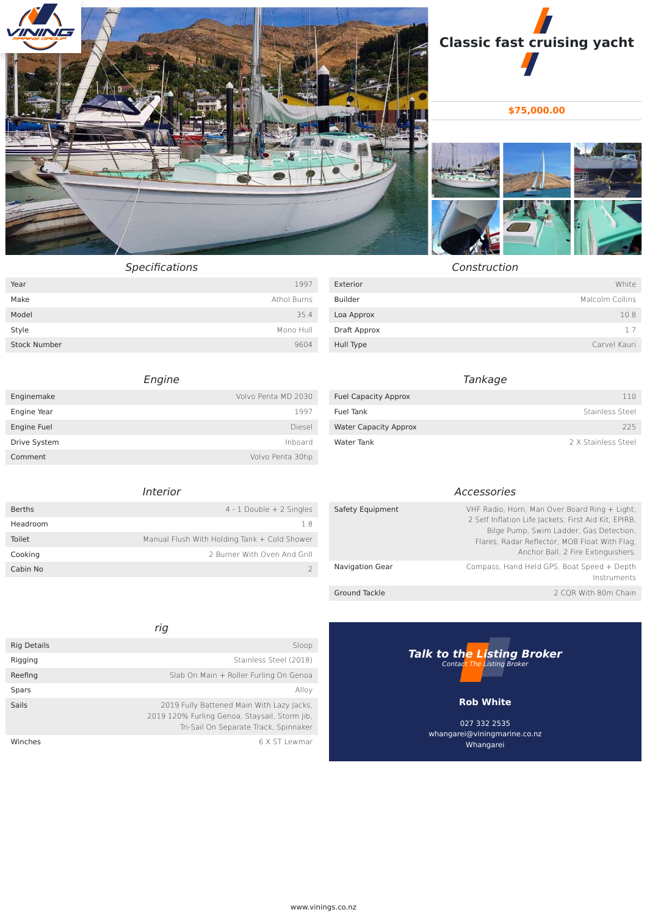# Classic fast cruising yacht

**$75,000.00**

## Specifications

| | |
|---|---|
| Year | 1997 |
| Make | Athol Burns |
| Model | 35.4 |
| Style | Mono Hull |
| Stock Number | 9604 |

## Construction

| | |
|---|---|
| Exterior | White |
| Builder | Malcolm Collins |
| Loa Approx | 10.8 |
| Draft Approx | 1.7 |
| Hull Type | Carvel Kauri |

## Engine

| | |
|---|---|
| Enginemake | Volvo Penta MD 2030 |
| Engine Year | 1997 |
| Engine Fuel | Diesel |
| Drive System | Inboard |
| Comment | Volvo Penta 30hp |

## Tankage

| | |
|---|---|
| Fuel Capacity Approx | 110 |
| Fuel Tank | Stainless Steel |
| Water Capacity Approx | 225 |
| Water Tank | 2 X Stainless Steel |

## Interior

| | |
|---|---|
| Berths | 4 - 1 Double + 2 Singles |
| Headroom | 1.8 |
| Toilet | Manual Flush With Holding Tank + Cold Shower |
| Cooking | 2 Burner With Oven And Grill |
| Cabin No | 2 |

## Accessories

| | |
|---|---|
| Safety Equipment | VHF Radio, Horn, Man Over Board Ring + Light, 2 Self Inflation Life Jackets, First Aid Kit, EPIRB, Bilge Pump, Swim Ladder, Gas Detection, Flares, Radar Reflector, MOB Float With Flag, Anchor Ball, 2 Fire Extinguishers. |
| Navigation Gear | Compass, Hand Held GPS, Boat Speed + Depth Instruments |
| Ground Tackle | 2 CQR With 80m Chain |

## rig

| | |
|---|---|
| Rig Details | Sloop |
| Rigging | Stainless Steel (2018) |
| Reefing | Slab On Main + Roller Furling On Genoa |
| Spars | Alloy |
| Sails | 2019 Fully Battened Main With Lazy Jacks, 2019 120% Furling Genoa, Staysail, Storm Jib, Tri-Sail On Separate Track, Spinnaker |
| Winches | 6 X ST Lewmar |

## Talk to the Listing Broker

*Contact The Listing Broker*

**Rob White**

027 332 2535
whangarei@viningmarine.co.nz
Whangarei

www.vinings.co.nz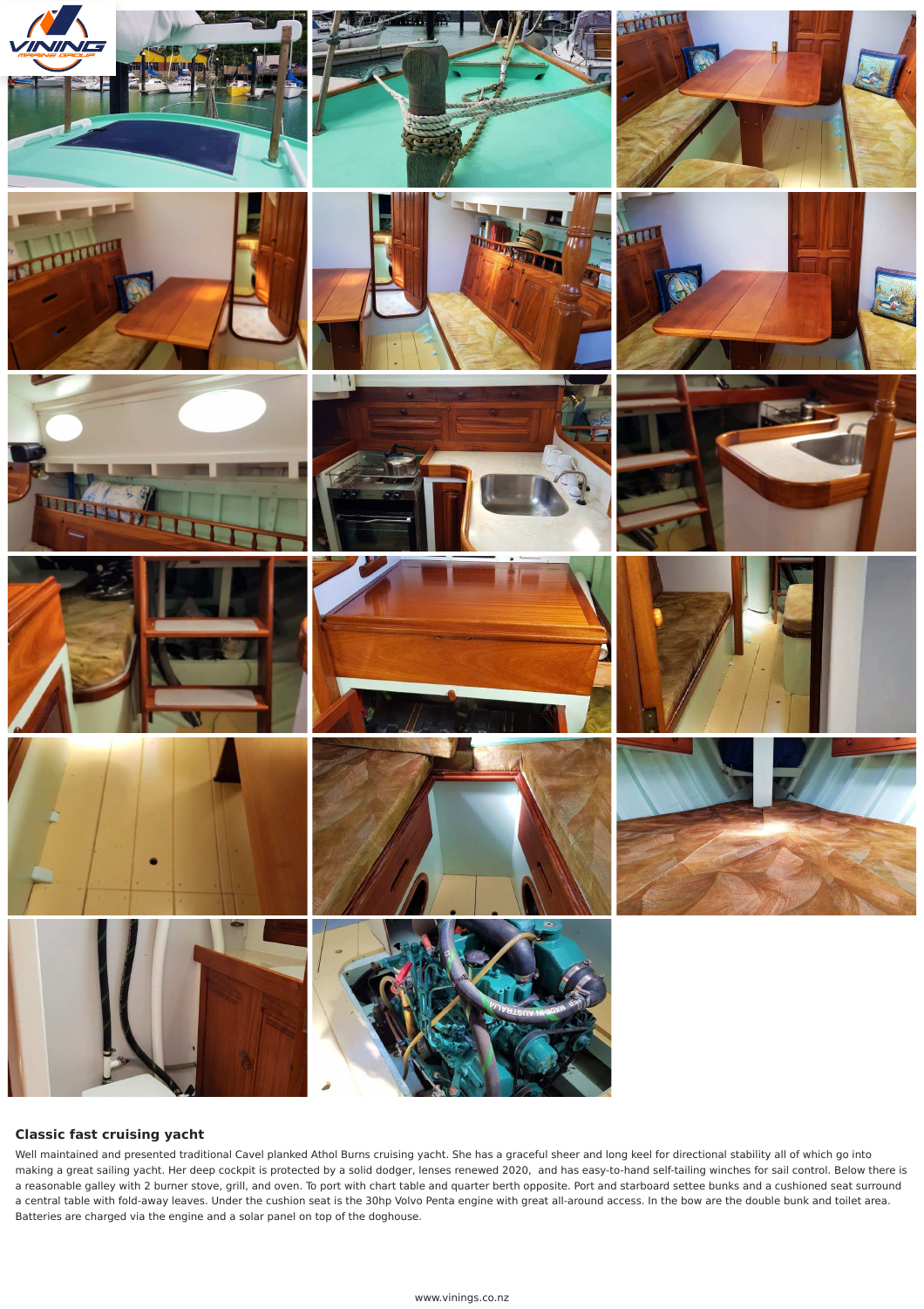## Classic fast cruising yacht

Well maintained and presented traditional Cavel planked Athol Burns cruising yacht. She has a graceful sheer and long keel for directional stability all of which go into making a great sailing yacht. Her deep cockpit is protected by a solid dodger, lenses renewed 2020, and has easy-to-hand self-tailing winches for sail control. Below there is a reasonable galley with 2 burner stove, grill, and oven. To port with chart table and quarter berth opposite. Port and starboard settee bunks and a cushioned seat surround a central table with fold-away leaves. Under the cushion seat is the 30hp Volvo Penta engine with great all-around access. In the bow are the double bunk and toilet area. Batteries are charged via the engine and a solar panel on top of the doghouse.

www.vinings.co.nz